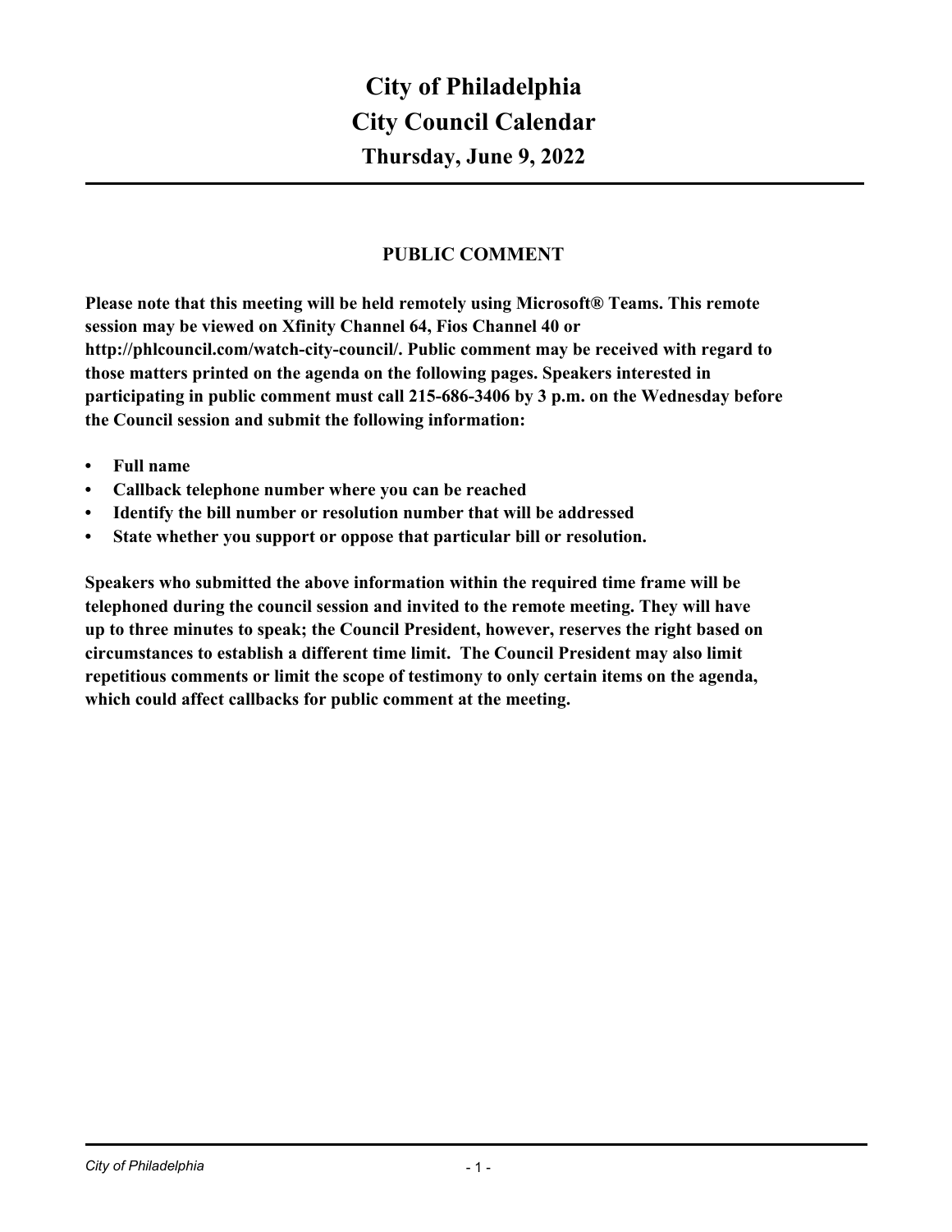# City of Philadelphia
# City Council Calendar
## Thursday, June 9, 2022

### PUBLIC COMMENT

**Please note that this meeting will be held remotely using Microsoft® Teams. This remote session may be viewed on Xfinity Channel 64, Fios Channel 40 or http://phlcouncil.com/watch-city-council/. Public comment may be received with regard to those matters printed on the agenda on the following pages. Speakers interested in participating in public comment must call 215-686-3406 by 3 p.m. on the Wednesday before the Council session and submit the following information:**

- **Full name**
- **Callback telephone number where you can be reached**
- **Identify the bill number or resolution number that will be addressed**
- **State whether you support or oppose that particular bill or resolution.**

**Speakers who submitted the above information within the required time frame will be telephoned during the council session and invited to the remote meeting. They will have up to three minutes to speak; the Council President, however, reserves the right based on circumstances to establish a different time limit. The Council President may also limit repetitious comments or limit the scope of testimony to only certain items on the agenda, which could affect callbacks for public comment at the meeting.**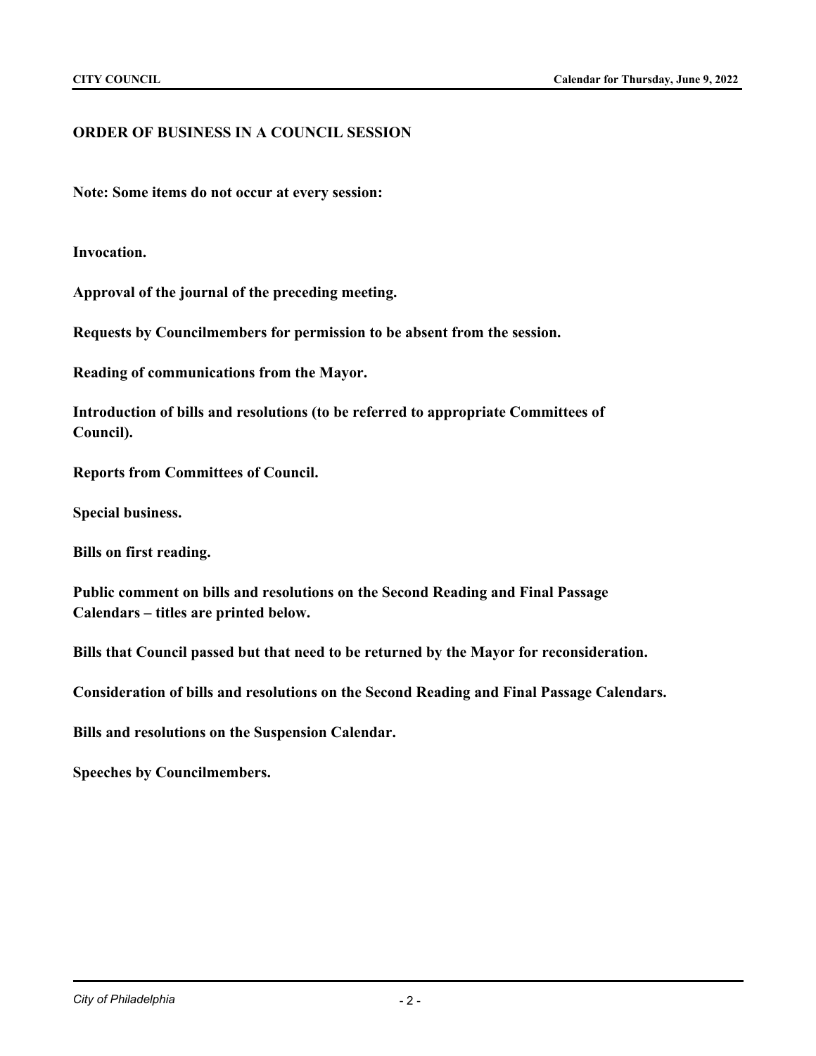## ORDER OF BUSINESS IN A COUNCIL SESSION

**Note: Some items do not occur at every session:**

**Invocation.**

**Approval of the journal of the preceding meeting.**

**Requests by Councilmembers for permission to be absent from the session.**

**Reading of communications from the Mayor.**

**Introduction of bills and resolutions (to be referred to appropriate Committees of Council).**

**Reports from Committees of Council.**

**Special business.**

**Bills on first reading.**

**Public comment on bills and resolutions on the Second Reading and Final Passage Calendars – titles are printed below.**

**Bills that Council passed but that need to be returned by the Mayor for reconsideration.**

**Consideration of bills and resolutions on the Second Reading and Final Passage Calendars.**

**Bills and resolutions on the Suspension Calendar.**

**Speeches by Councilmembers.**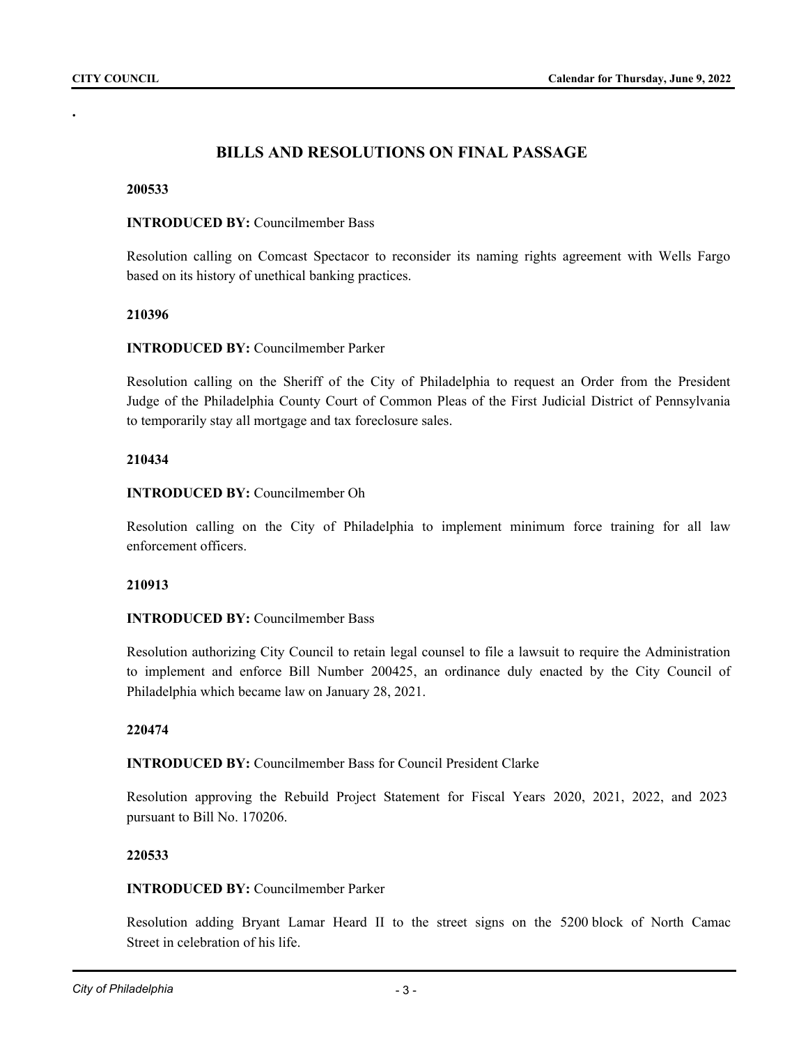## BILLS AND RESOLUTIONS ON FINAL PASSAGE

**200533**

**INTRODUCED BY:** Councilmember Bass

Resolution calling on Comcast Spectacor to reconsider its naming rights agreement with Wells Fargo based on its history of unethical banking practices.

**210396**

**INTRODUCED BY:** Councilmember Parker

Resolution calling on the Sheriff of the City of Philadelphia to request an Order from the President Judge of the Philadelphia County Court of Common Pleas of the First Judicial District of Pennsylvania to temporarily stay all mortgage and tax foreclosure sales.

**210434**

**INTRODUCED BY:** Councilmember Oh

Resolution calling on the City of Philadelphia to implement minimum force training for all law enforcement officers.

**210913**

**INTRODUCED BY:** Councilmember Bass

Resolution authorizing City Council to retain legal counsel to file a lawsuit to require the Administration to implement and enforce Bill Number 200425, an ordinance duly enacted by the City Council of Philadelphia which became law on January 28, 2021.

**220474**

**INTRODUCED BY:** Councilmember Bass for Council President Clarke

Resolution approving the Rebuild Project Statement for Fiscal Years 2020, 2021, 2022, and 2023 pursuant to Bill No. 170206.

**220533**

**INTRODUCED BY:** Councilmember Parker

Resolution adding Bryant Lamar Heard II to the street signs on the 5200 block of North Camac Street in celebration of his life.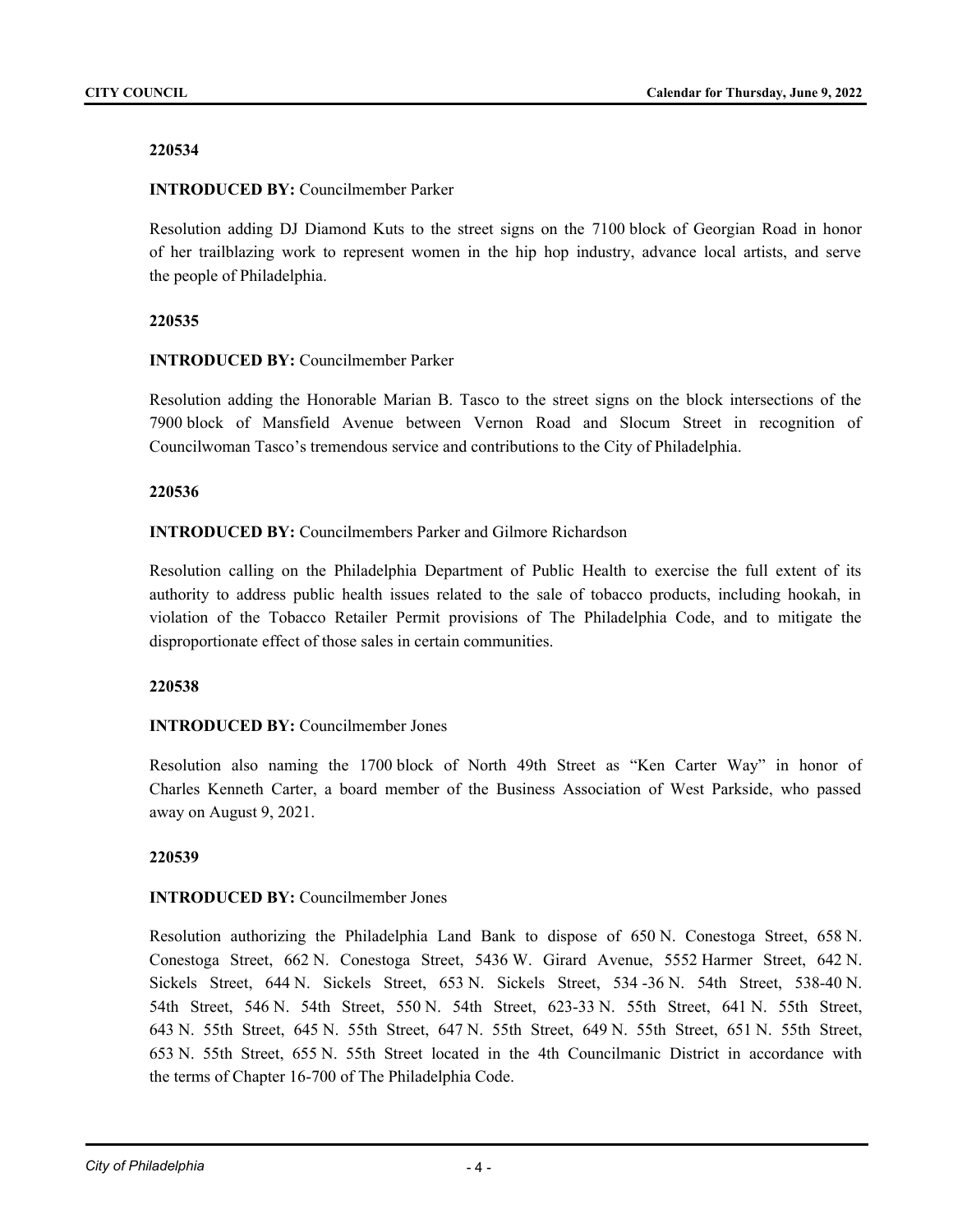**220534**

**INTRODUCED BY:** Councilmember Parker

Resolution adding DJ Diamond Kuts to the street signs on the 7100 block of Georgian Road in honor of her trailblazing work to represent women in the hip hop industry, advance local artists, and serve the people of Philadelphia.

**220535**

**INTRODUCED BY:** Councilmember Parker

Resolution adding the Honorable Marian B. Tasco to the street signs on the block intersections of the 7900 block of Mansfield Avenue between Vernon Road and Slocum Street in recognition of Councilwoman Tasco's tremendous service and contributions to the City of Philadelphia.

**220536**

**INTRODUCED BY:** Councilmembers Parker and Gilmore Richardson

Resolution calling on the Philadelphia Department of Public Health to exercise the full extent of its authority to address public health issues related to the sale of tobacco products, including hookah, in violation of the Tobacco Retailer Permit provisions of The Philadelphia Code, and to mitigate the disproportionate effect of those sales in certain communities.

**220538**

**INTRODUCED BY:** Councilmember Jones

Resolution also naming the 1700 block of North 49th Street as "Ken Carter Way" in honor of Charles Kenneth Carter, a board member of the Business Association of West Parkside, who passed away on August 9, 2021.

**220539**

**INTRODUCED BY:** Councilmember Jones

Resolution authorizing the Philadelphia Land Bank to dispose of 650 N. Conestoga Street, 658 N. Conestoga Street, 662 N. Conestoga Street, 5436 W. Girard Avenue, 5552 Harmer Street, 642 N. Sickels Street, 644 N. Sickels Street, 653 N. Sickels Street, 534 -36 N. 54th Street, 538-40 N. 54th Street, 546 N. 54th Street, 550 N. 54th Street, 623-33 N. 55th Street, 641 N. 55th Street, 643 N. 55th Street, 645 N. 55th Street, 647 N. 55th Street, 649 N. 55th Street, 651 N. 55th Street, 653 N. 55th Street, 655 N. 55th Street located in the 4th Councilmanic District in accordance with the terms of Chapter 16-700 of The Philadelphia Code.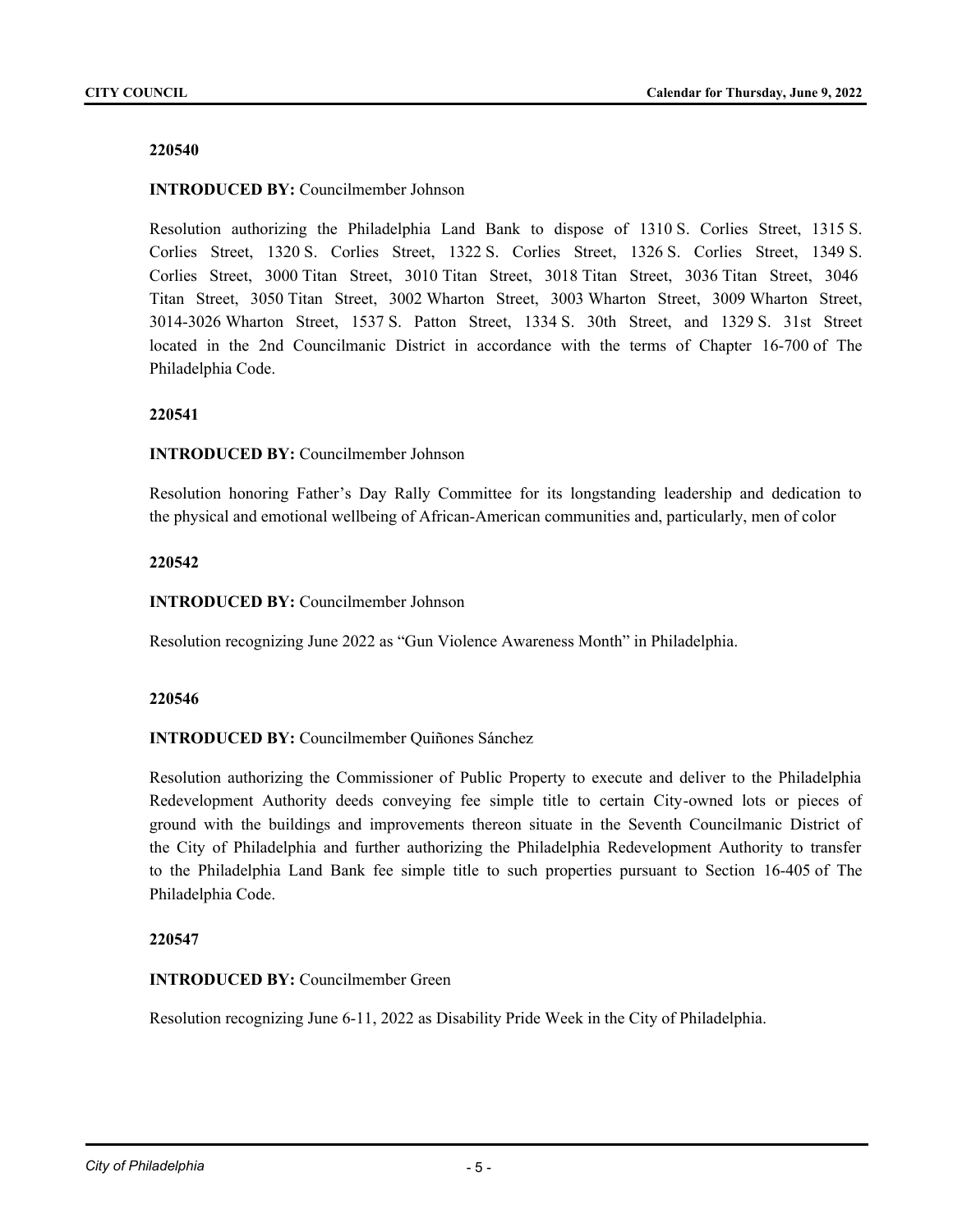**220540**

**INTRODUCED BY:** Councilmember Johnson

Resolution authorizing the Philadelphia Land Bank to dispose of 1310 S. Corlies Street, 1315 S. Corlies Street, 1320 S. Corlies Street, 1322 S. Corlies Street, 1326 S. Corlies Street, 1349 S. Corlies Street, 3000 Titan Street, 3010 Titan Street, 3018 Titan Street, 3036 Titan Street, 3046 Titan Street, 3050 Titan Street, 3002 Wharton Street, 3003 Wharton Street, 3009 Wharton Street, 3014-3026 Wharton Street, 1537 S. Patton Street, 1334 S. 30th Street, and 1329 S. 31st Street located in the 2nd Councilmanic District in accordance with the terms of Chapter 16-700 of The Philadelphia Code.

**220541**

**INTRODUCED BY:** Councilmember Johnson

Resolution honoring Father's Day Rally Committee for its longstanding leadership and dedication to the physical and emotional wellbeing of African-American communities and, particularly, men of color

**220542**

**INTRODUCED BY:** Councilmember Johnson

Resolution recognizing June 2022 as "Gun Violence Awareness Month" in Philadelphia.

**220546**

**INTRODUCED BY:** Councilmember Quiñones Sánchez

Resolution authorizing the Commissioner of Public Property to execute and deliver to the Philadelphia Redevelopment Authority deeds conveying fee simple title to certain City-owned lots or pieces of ground with the buildings and improvements thereon situate in the Seventh Councilmanic District of the City of Philadelphia and further authorizing the Philadelphia Redevelopment Authority to transfer to the Philadelphia Land Bank fee simple title to such properties pursuant to Section 16-405 of The Philadelphia Code.

**220547**

**INTRODUCED BY:** Councilmember Green

Resolution recognizing June 6-11, 2022 as Disability Pride Week in the City of Philadelphia.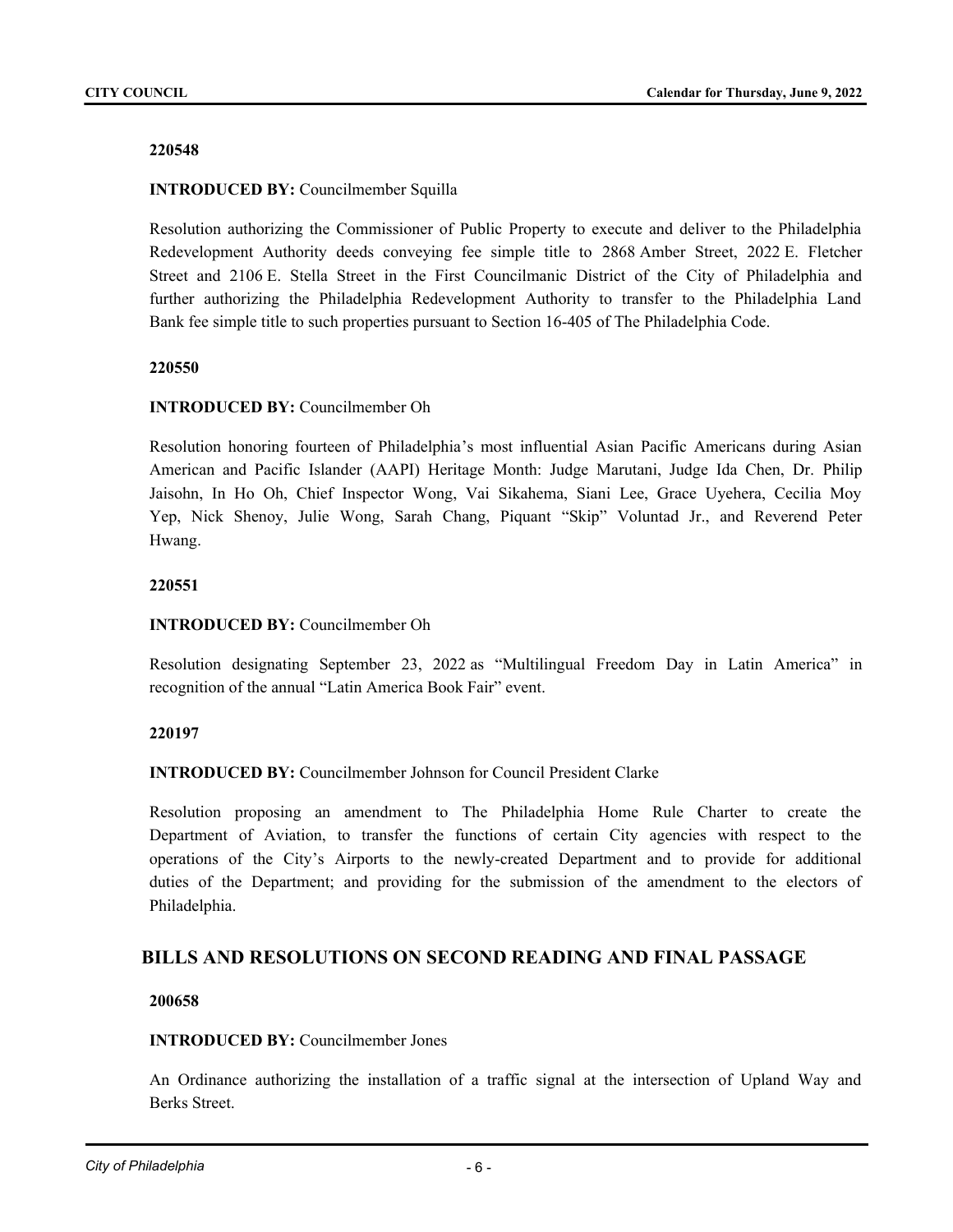**220548**

**INTRODUCED BY:** Councilmember Squilla

Resolution authorizing the Commissioner of Public Property to execute and deliver to the Philadelphia Redevelopment Authority deeds conveying fee simple title to 2868 Amber Street, 2022 E. Fletcher Street and 2106 E. Stella Street in the First Councilmanic District of the City of Philadelphia and further authorizing the Philadelphia Redevelopment Authority to transfer to the Philadelphia Land Bank fee simple title to such properties pursuant to Section 16-405 of The Philadelphia Code.

**220550**

**INTRODUCED BY:** Councilmember Oh

Resolution honoring fourteen of Philadelphia's most influential Asian Pacific Americans during Asian American and Pacific Islander (AAPI) Heritage Month: Judge Marutani, Judge Ida Chen, Dr. Philip Jaisohn, In Ho Oh, Chief Inspector Wong, Vai Sikahema, Siani Lee, Grace Uyehera, Cecilia Moy Yep, Nick Shenoy, Julie Wong, Sarah Chang, Piquant "Skip" Voluntad Jr., and Reverend Peter Hwang.

**220551**

**INTRODUCED BY:** Councilmember Oh

Resolution designating September 23, 2022 as "Multilingual Freedom Day in Latin America" in recognition of the annual "Latin America Book Fair" event.

**220197**

**INTRODUCED BY:** Councilmember Johnson for Council President Clarke

Resolution proposing an amendment to The Philadelphia Home Rule Charter to create the Department of Aviation, to transfer the functions of certain City agencies with respect to the operations of the City's Airports to the newly-created Department and to provide for additional duties of the Department; and providing for the submission of the amendment to the electors of Philadelphia.

## BILLS AND RESOLUTIONS ON SECOND READING AND FINAL PASSAGE

**200658**

**INTRODUCED BY:** Councilmember Jones

An Ordinance authorizing the installation of a traffic signal at the intersection of Upland Way and Berks Street.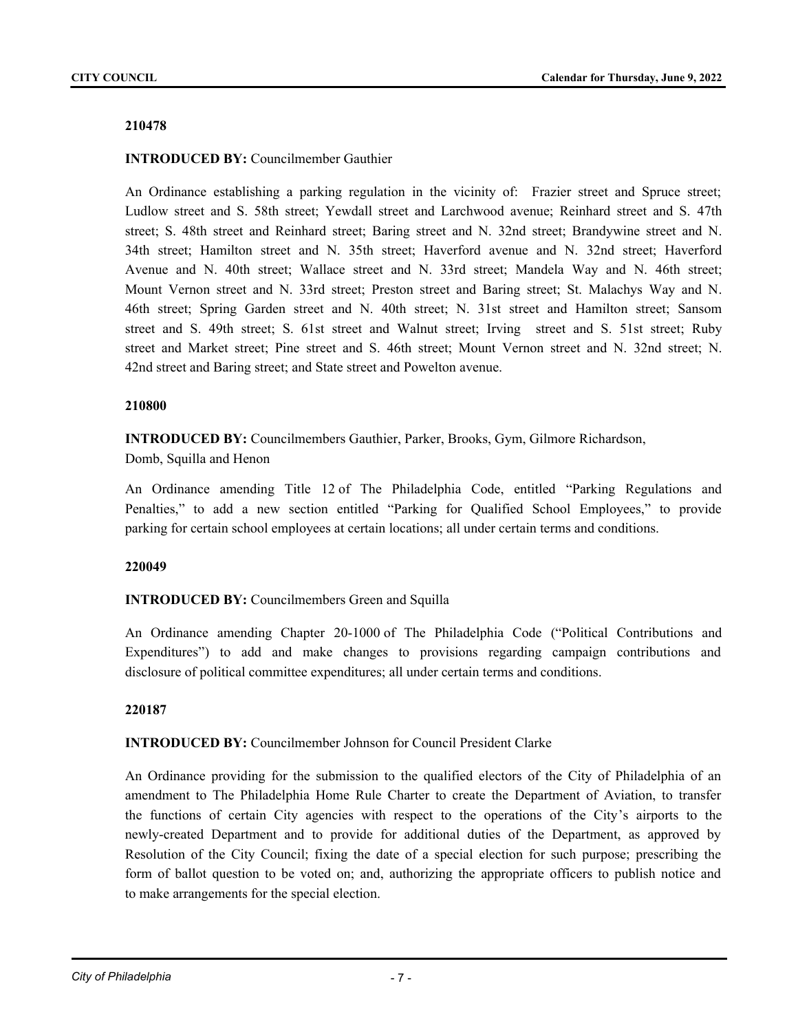**210478**

**INTRODUCED BY:** Councilmember Gauthier

An Ordinance establishing a parking regulation in the vicinity of: Frazier street and Spruce street; Ludlow street and S. 58th street; Yewdall street and Larchwood avenue; Reinhard street and S. 47th street; S. 48th street and Reinhard street; Baring street and N. 32nd street; Brandywine street and N. 34th street; Hamilton street and N. 35th street; Haverford avenue and N. 32nd street; Haverford Avenue and N. 40th street; Wallace street and N. 33rd street; Mandela Way and N. 46th street; Mount Vernon street and N. 33rd street; Preston street and Baring street; St. Malachys Way and N. 46th street; Spring Garden street and N. 40th street; N. 31st street and Hamilton street; Sansom street and S. 49th street; S. 61st street and Walnut street; Irving street and S. 51st street; Ruby street and Market street; Pine street and S. 46th street; Mount Vernon street and N. 32nd street; N. 42nd street and Baring street; and State street and Powelton avenue.

**210800**

**INTRODUCED BY:** Councilmembers Gauthier, Parker, Brooks, Gym, Gilmore Richardson, Domb, Squilla and Henon

An Ordinance amending Title 12 of The Philadelphia Code, entitled "Parking Regulations and Penalties," to add a new section entitled "Parking for Qualified School Employees," to provide parking for certain school employees at certain locations; all under certain terms and conditions.

**220049**

**INTRODUCED BY:** Councilmembers Green and Squilla

An Ordinance amending Chapter 20-1000 of The Philadelphia Code ("Political Contributions and Expenditures") to add and make changes to provisions regarding campaign contributions and disclosure of political committee expenditures; all under certain terms and conditions.

**220187**

**INTRODUCED BY:** Councilmember Johnson for Council President Clarke

An Ordinance providing for the submission to the qualified electors of the City of Philadelphia of an amendment to The Philadelphia Home Rule Charter to create the Department of Aviation, to transfer the functions of certain City agencies with respect to the operations of the City's airports to the newly-created Department and to provide for additional duties of the Department, as approved by Resolution of the City Council; fixing the date of a special election for such purpose; prescribing the form of ballot question to be voted on; and, authorizing the appropriate officers to publish notice and to make arrangements for the special election.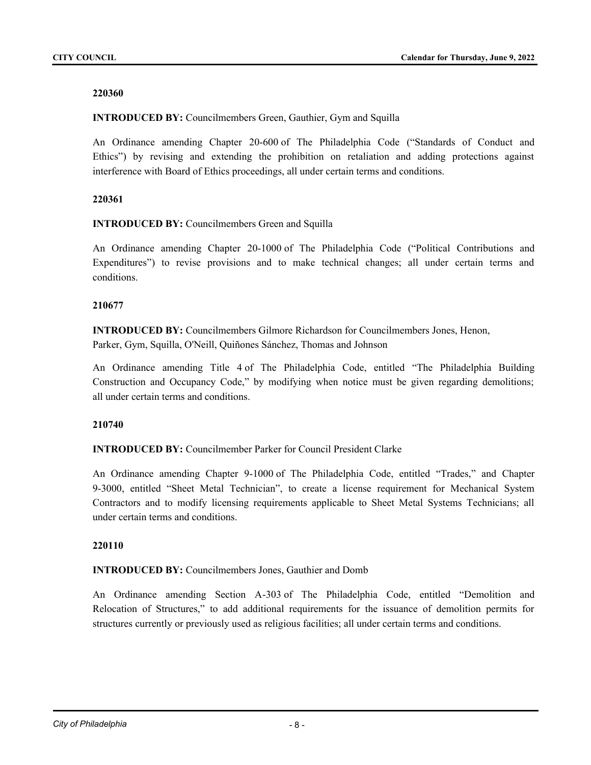**220360**

**INTRODUCED BY:** Councilmembers Green, Gauthier, Gym and Squilla

An Ordinance amending Chapter 20-600 of The Philadelphia Code ("Standards of Conduct and Ethics") by revising and extending the prohibition on retaliation and adding protections against interference with Board of Ethics proceedings, all under certain terms and conditions.

**220361**

**INTRODUCED BY:** Councilmembers Green and Squilla

An Ordinance amending Chapter 20-1000 of The Philadelphia Code ("Political Contributions and Expenditures") to revise provisions and to make technical changes; all under certain terms and conditions.

**210677**

**INTRODUCED BY:** Councilmembers Gilmore Richardson for Councilmembers Jones, Henon, Parker, Gym, Squilla, O'Neill, Quiñones Sánchez, Thomas and Johnson

An Ordinance amending Title 4 of The Philadelphia Code, entitled "The Philadelphia Building Construction and Occupancy Code," by modifying when notice must be given regarding demolitions; all under certain terms and conditions.

**210740**

**INTRODUCED BY:** Councilmember Parker for Council President Clarke

An Ordinance amending Chapter 9-1000 of The Philadelphia Code, entitled "Trades," and Chapter 9-3000, entitled "Sheet Metal Technician", to create a license requirement for Mechanical System Contractors and to modify licensing requirements applicable to Sheet Metal Systems Technicians; all under certain terms and conditions.

**220110**

**INTRODUCED BY:** Councilmembers Jones, Gauthier and Domb

An Ordinance amending Section A-303 of The Philadelphia Code, entitled "Demolition and Relocation of Structures," to add additional requirements for the issuance of demolition permits for structures currently or previously used as religious facilities; all under certain terms and conditions.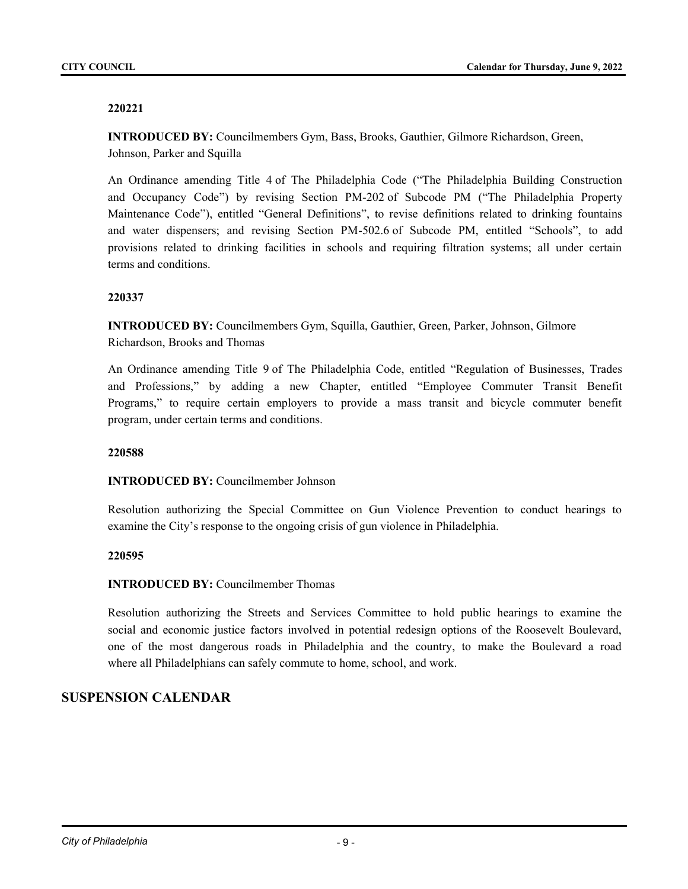**220221**

**INTRODUCED BY:** Councilmembers Gym, Bass, Brooks, Gauthier, Gilmore Richardson, Green, Johnson, Parker and Squilla

An Ordinance amending Title 4 of The Philadelphia Code ("The Philadelphia Building Construction and Occupancy Code") by revising Section PM-202 of Subcode PM ("The Philadelphia Property Maintenance Code"), entitled "General Definitions", to revise definitions related to drinking fountains and water dispensers; and revising Section PM-502.6 of Subcode PM, entitled "Schools", to add provisions related to drinking facilities in schools and requiring filtration systems; all under certain terms and conditions.

**220337**

**INTRODUCED BY:** Councilmembers Gym, Squilla, Gauthier, Green, Parker, Johnson, Gilmore Richardson, Brooks and Thomas

An Ordinance amending Title 9 of The Philadelphia Code, entitled "Regulation of Businesses, Trades and Professions," by adding a new Chapter, entitled "Employee Commuter Transit Benefit Programs," to require certain employers to provide a mass transit and bicycle commuter benefit program, under certain terms and conditions.

**220588**

**INTRODUCED BY:** Councilmember Johnson

Resolution authorizing the Special Committee on Gun Violence Prevention to conduct hearings to examine the City's response to the ongoing crisis of gun violence in Philadelphia.

**220595**

**INTRODUCED BY:** Councilmember Thomas

Resolution authorizing the Streets and Services Committee to hold public hearings to examine the social and economic justice factors involved in potential redesign options of the Roosevelt Boulevard, one of the most dangerous roads in Philadelphia and the country, to make the Boulevard a road where all Philadelphians can safely commute to home, school, and work.

## SUSPENSION CALENDAR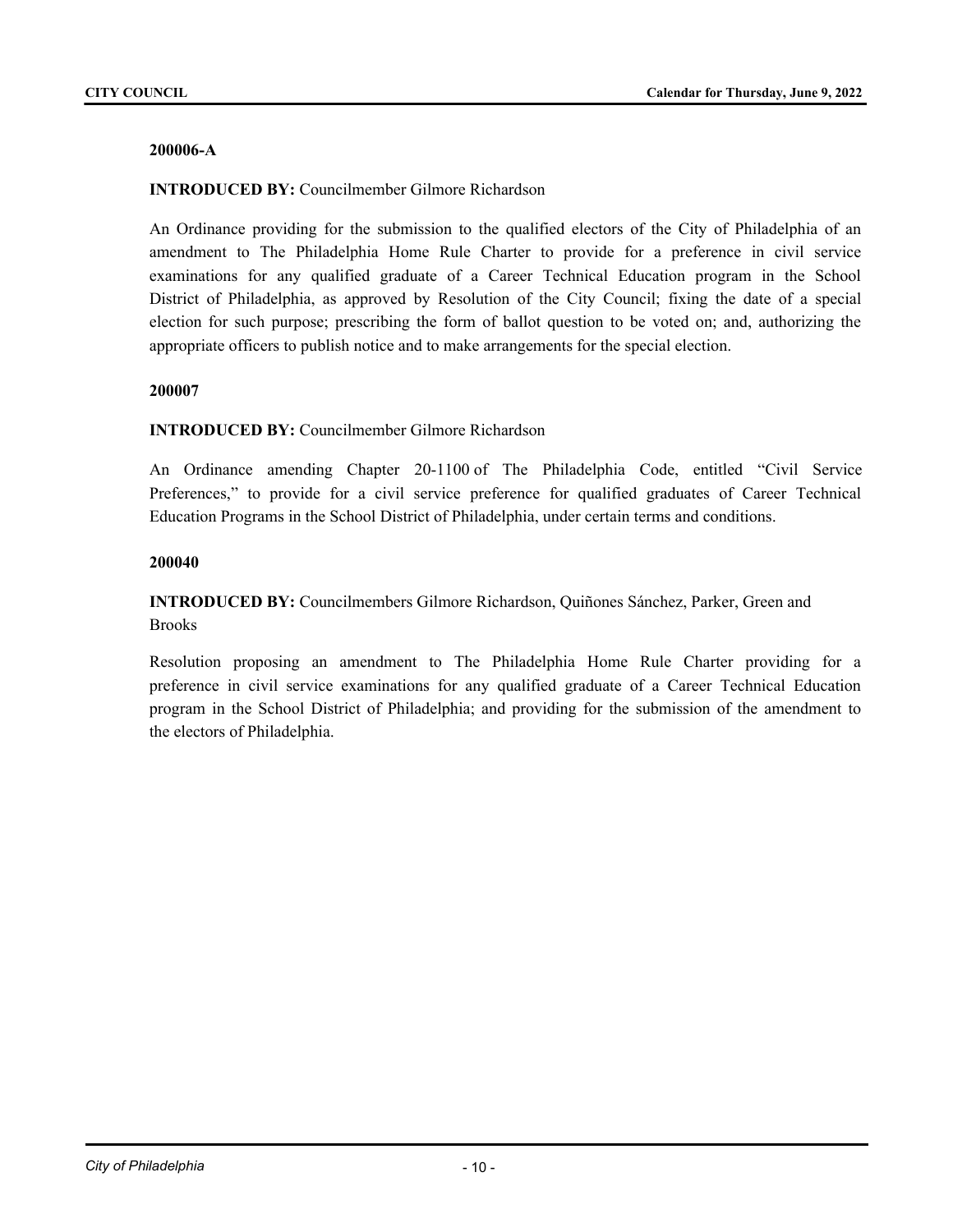**200006-A**

**INTRODUCED BY:** Councilmember Gilmore Richardson

An Ordinance providing for the submission to the qualified electors of the City of Philadelphia of an amendment to The Philadelphia Home Rule Charter to provide for a preference in civil service examinations for any qualified graduate of a Career Technical Education program in the School District of Philadelphia, as approved by Resolution of the City Council; fixing the date of a special election for such purpose; prescribing the form of ballot question to be voted on; and, authorizing the appropriate officers to publish notice and to make arrangements for the special election.

**200007**

**INTRODUCED BY:** Councilmember Gilmore Richardson

An Ordinance amending Chapter 20-1100 of The Philadelphia Code, entitled "Civil Service Preferences," to provide for a civil service preference for qualified graduates of Career Technical Education Programs in the School District of Philadelphia, under certain terms and conditions.

**200040**

**INTRODUCED BY:** Councilmembers Gilmore Richardson, Quiñones Sánchez, Parker, Green and Brooks

Resolution proposing an amendment to The Philadelphia Home Rule Charter providing for a preference in civil service examinations for any qualified graduate of a Career Technical Education program in the School District of Philadelphia; and providing for the submission of the amendment to the electors of Philadelphia.